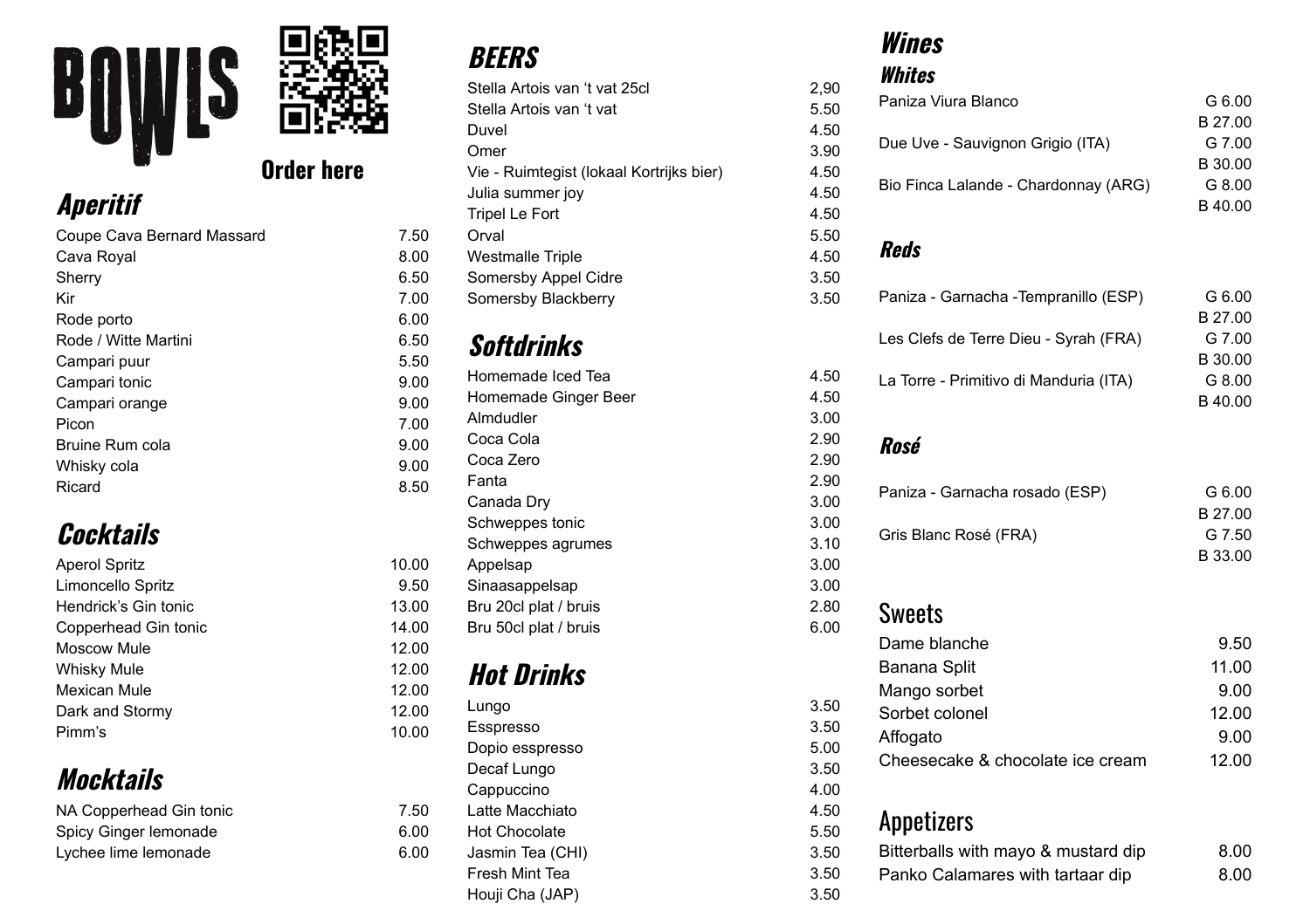# BOWLS

Order here

## Aperitif

| Item | Price |
|---|---|
| Coupe Cava Bernard Massard | 7.50 |
| Cava Royal | 8.00 |
| Sherry | 6.50 |
| Kir | 7.00 |
| Rode porto | 6.00 |
| Rode / Witte Martini | 6.50 |
| Campari puur | 5.50 |
| Campari tonic | 9.00 |
| Campari orange | 9.00 |
| Picon | 7.00 |
| Bruine Rum cola | 9.00 |
| Whisky cola | 9.00 |
| Ricard | 8.50 |

## Cocktails

| Item | Price |
|---|---|
| Aperol Spritz | 10.00 |
| Limoncello Spritz | 9.50 |
| Hendrick's Gin tonic | 13.00 |
| Copperhead Gin tonic | 14.00 |
| Moscow Mule | 12.00 |
| Whisky Mule | 12.00 |
| Mexican Mule | 12.00 |
| Dark and Stormy | 12.00 |
| Pimm's | 10.00 |

## Mocktails

| Item | Price |
|---|---|
| NA Copperhead Gin tonic | 7.50 |
| Spicy Ginger lemonade | 6.00 |
| Lychee lime lemonade | 6.00 |

## BEERS

| Item | Price |
|---|---|
| Stella Artois van 't vat 25cl | 2,90 |
| Stella Artois van 't vat | 5.50 |
| Duvel | 4.50 |
| Omer | 3.90 |
| Vie - Ruimtegist (lokaal Kortrijks bier) | 4.50 |
| Julia summer joy | 4.50 |
| Tripel Le Fort | 4.50 |
| Orval | 5.50 |
| Westmalle Triple | 4.50 |
| Somersby Appel Cidre | 3.50 |
| Somersby Blackberry | 3.50 |

## Softdrinks

| Item | Price |
|---|---|
| Homemade Iced Tea | 4.50 |
| Homemade Ginger Beer | 4.50 |
| Almdudler | 3.00 |
| Coca Cola | 2.90 |
| Coca Zero | 2.90 |
| Fanta | 2.90 |
| Canada Dry | 3.00 |
| Schweppes tonic | 3.00 |
| Schweppes agrumes | 3.10 |
| Appelsap | 3.00 |
| Sinaasappelsap | 3.00 |
| Bru 20cl plat / bruis | 2.80 |
| Bru 50cl plat / bruis | 6.00 |

## Hot Drinks

| Item | Price |
|---|---|
| Lungo | 3.50 |
| Esspresso | 3.50 |
| Dopio espresso | 5.00 |
| Decaf Lungo | 3.50 |
| Cappuccino | 4.00 |
| Latte Macchiato | 4.50 |
| Hot Chocolate | 5.50 |
| Jasmin Tea (CHI) | 3.50 |
| Fresh Mint Tea | 3.50 |
| Houji Cha (JAP) | 3.50 |

## Wines

### Whites

| Item | Price |
|---|---|
| Paniza Viura Blanco | G 6.00<br>B 27.00 |
| Due Uve - Sauvignon Grigio (ITA) | G 7.00<br>B 30.00 |
| Bio Finca Lalande - Chardonnay (ARG) | G 8.00<br>B 40.00 |

### Reds

| Item | Price |
|---|---|
| Paniza - Garnacha -Tempranillo (ESP) | G 6.00<br>B 27.00 |
| Les Clefs de Terre Dieu - Syrah (FRA) | G 7.00<br>B 30.00 |
| La Torre - Primitivo di Manduria (ITA) | G 8.00<br>B 40.00 |

### Rosé

| Item | Price |
|---|---|
| Paniza - Garnacha rosado (ESP) | G 6.00<br>B 27.00 |
| Gris Blanc Rosé (FRA) | G 7.50<br>B 33.00 |

## Sweets

| Item | Price |
|---|---|
| Dame blanche | 9.50 |
| Banana Split | 11.00 |
| Mango sorbet | 9.00 |
| Sorbet colonel | 12.00 |
| Affogato | 9.00 |
| Cheesecake & chocolate ice cream | 12.00 |

## Appetizers

| Item | Price |
|---|---|
| Bitterballs with mayo & mustard dip | 8.00 |
| Panko Calamares with tartaar dip | 8.00 |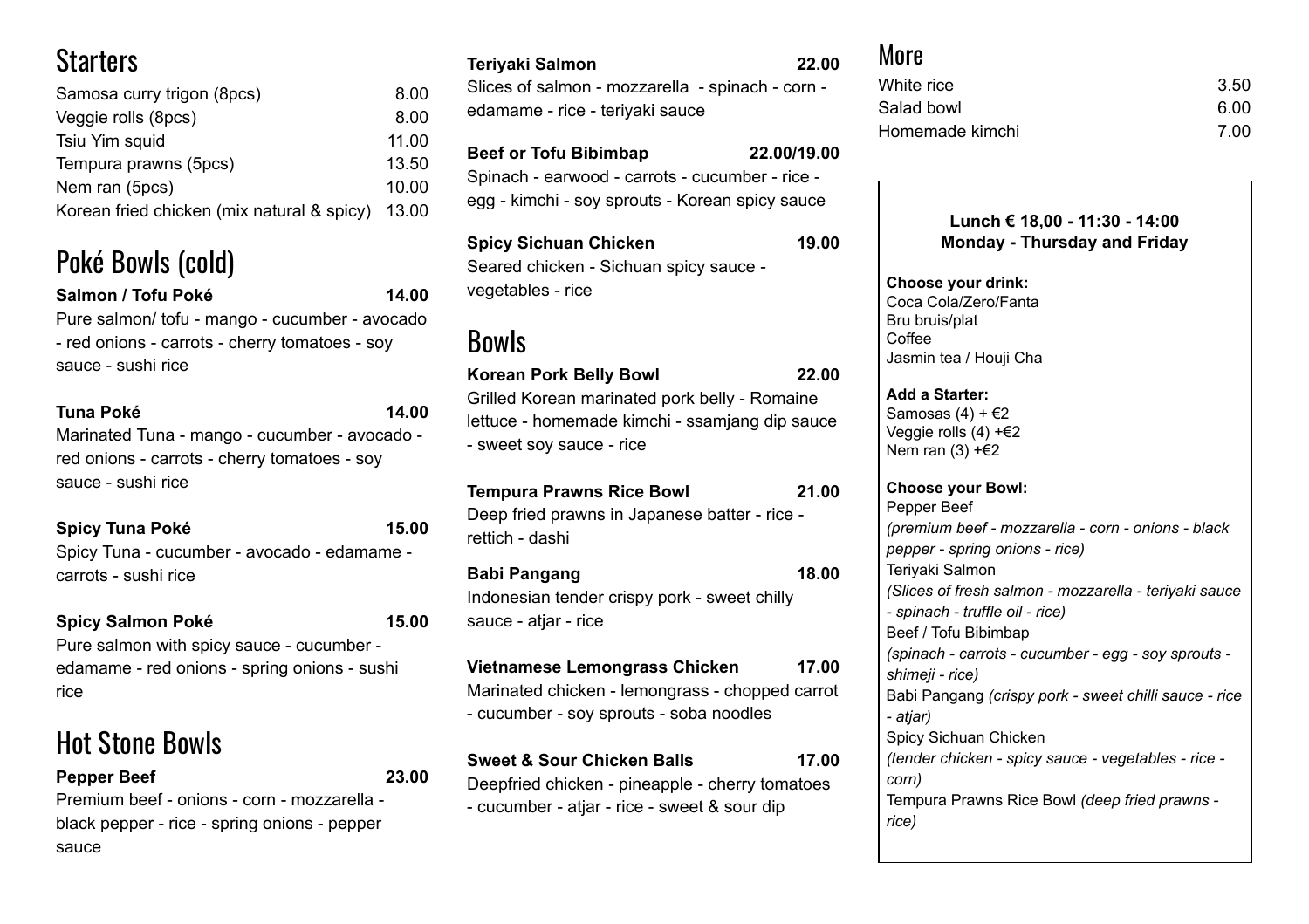## Starters

| | |
|---|---|
| Samosa curry trigon (8pcs) | 8.00 |
| Veggie rolls (8pcs) | 8.00 |
| Tsiu Yim squid | 11.00 |
| Tempura prawns (5pcs) | 13.50 |
| Nem ran (5pcs) | 10.00 |
| Korean fried chicken (mix natural & spicy) | 13.00 |

## Poké Bowls (cold)

**Salmon / Tofu Poké** **14.00**
Pure salmon/ tofu - mango - cucumber - avocado - red onions - carrots - cherry tomatoes - soy sauce - sushi rice

**Tuna Poké** **14.00**
Marinated Tuna - mango - cucumber - avocado - red onions - carrots - cherry tomatoes - soy sauce - sushi rice

**Spicy Tuna Poké** **15.00**
Spicy Tuna - cucumber - avocado - edamame - carrots - sushi rice

**Spicy Salmon Poké** **15.00**
Pure salmon with spicy sauce - cucumber - edamame - red onions - spring onions - sushi rice

## Hot Stone Bowls

**Pepper Beef** **23.00**
Premium beef - onions - corn - mozzarella - black pepper - rice - spring onions - pepper sauce

**Teriyaki Salmon** **22.00**
Slices of salmon - mozzarella - spinach - corn - edamame - rice - teriyaki sauce

**Beef or Tofu Bibimbap** **22.00/19.00**
Spinach - earwood - carrots - cucumber - rice - egg - kimchi - soy sprouts - Korean spicy sauce

**Spicy Sichuan Chicken** **19.00**
Seared chicken - Sichuan spicy sauce - vegetables - rice

## Bowls

**Korean Pork Belly Bowl** **22.00**
Grilled Korean marinated pork belly - Romaine lettuce - homemade kimchi - ssamjang dip sauce - sweet soy sauce - rice

**Tempura Prawns Rice Bowl** **21.00**
Deep fried prawns in Japanese batter - rice - rettich - dashi

**Babi Pangang** **18.00**
Indonesian tender crispy pork - sweet chilly sauce - atjar - rice

**Vietnamese Lemongrass Chicken** **17.00**
Marinated chicken - lemongrass - chopped carrot - cucumber - soy sprouts - soba noodles

**Sweet & Sour Chicken Balls** **17.00**
Deepfried chicken - pineapple - cherry tomatoes - cucumber - atjar - rice - sweet & sour dip

## More

| | |
|---|---|
| White rice | 3.50 |
| Salad bowl | 6.00 |
| Homemade kimchi | 7.00 |

**Lunch € 18,00 - 11:30 - 14:00**
**Monday - Thursday and Friday**

**Choose your drink:**
Coca Cola/Zero/Fanta
Bru bruis/plat
Coffee
Jasmin tea / Houji Cha

**Add a Starter:**
Samosas (4) + €2
Veggie rolls (4) +€2
Nem ran (3) +€2

**Choose your Bowl:**
Pepper Beef
*(premium beef - mozzarella - corn - onions - black pepper - spring onions - rice)*
Teriyaki Salmon
*(Slices of fresh salmon - mozzarella - teriyaki sauce - spinach - truffle oil - rice)*
Beef / Tofu Bibimbap
*(spinach - carrots - cucumber - egg - soy sprouts - shimeji - rice)*
Babi Pangang *(crispy pork - sweet chilli sauce - rice - atjar)*
Spicy Sichuan Chicken
*(tender chicken - spicy sauce - vegetables - rice - corn)*
Tempura Prawns Rice Bowl *(deep fried prawns - rice)*